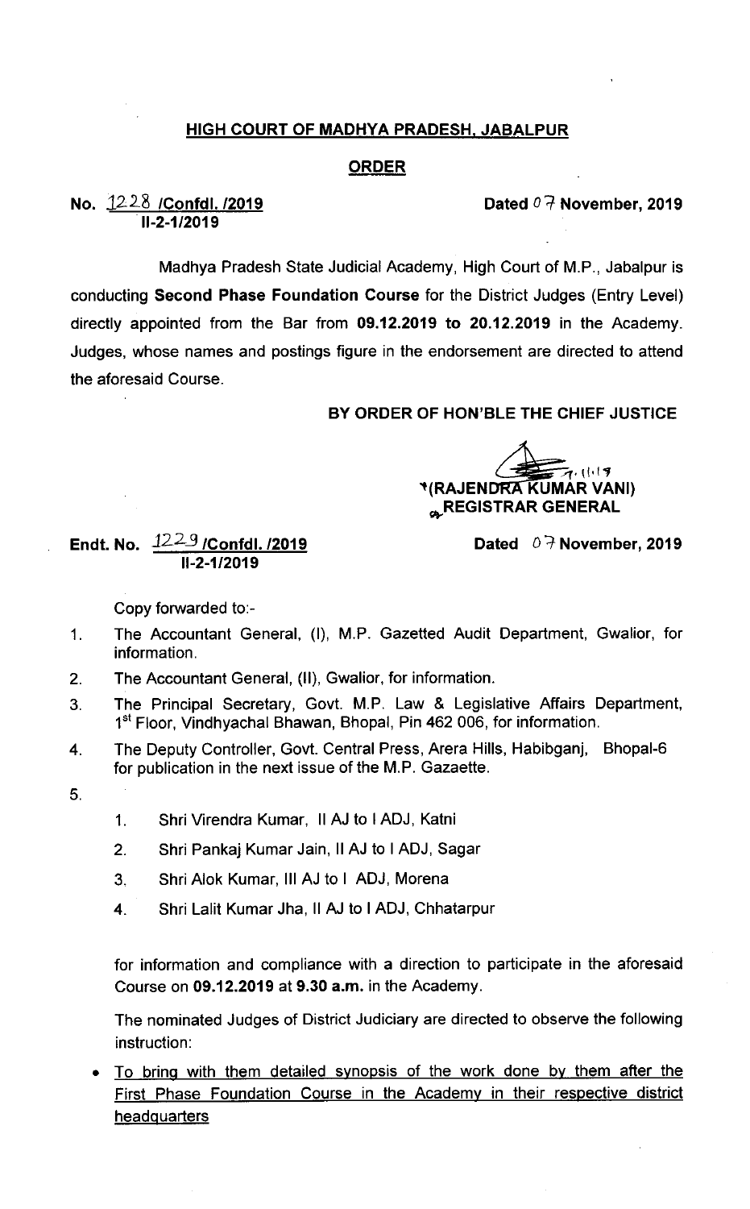## HIGH COURT OF MADHYA PRADESH, JABALPUR

## ORDER

**No. 1228 /Confdl. /2019**
**II-2-1/2019**

**Dated 07 November, 2019**

Madhya Pradesh State Judicial Academy, High Court of M.P., Jabalpur is conducting **Second Phase Foundation Course** for the District Judges (Entry Level) directly appointed from the Bar from **09.12.2019 to 20.12.2019** in the Academy. Judges, whose names and postings figure in the endorsement are directed to attend the aforesaid Course.

**BY ORDER OF HON'BLE THE CHIEF JUSTICE**

**(RAJENDRA KUMAR VANI)**
**REGISTRAR GENERAL**

**Endt. No. 1229 /Confdl. /2019**
**II-2-1/2019**

**Dated 07 November, 2019**

Copy forwarded to:-

1. The Accountant General, (I), M.P. Gazetted Audit Department, Gwalior, for information.
2. The Accountant General, (II), Gwalior, for information.
3. The Principal Secretary, Govt. M.P. Law & Legislative Affairs Department, 1st Floor, Vindhyachal Bhawan, Bhopal, Pin 462 006, for information.
4. The Deputy Controller, Govt. Central Press, Arera Hills, Habibganj, Bhopal-6 for publication in the next issue of the M.P. Gazaette.
5.
    1. Shri Virendra Kumar, II AJ to I ADJ, Katni
    2. Shri Pankaj Kumar Jain, II AJ to I ADJ, Sagar
    3. Shri Alok Kumar, III AJ to I ADJ, Morena
    4. Shri Lalit Kumar Jha, II AJ to I ADJ, Chhatarpur

for information and compliance with a direction to participate in the aforesaid Course on **09.12.2019** at **9.30 a.m.** in the Academy.

The nominated Judges of District Judiciary are directed to observe the following instruction:

- To bring with them detailed synopsis of the work done by them after the First Phase Foundation Course in the Academy in their respective district headquarters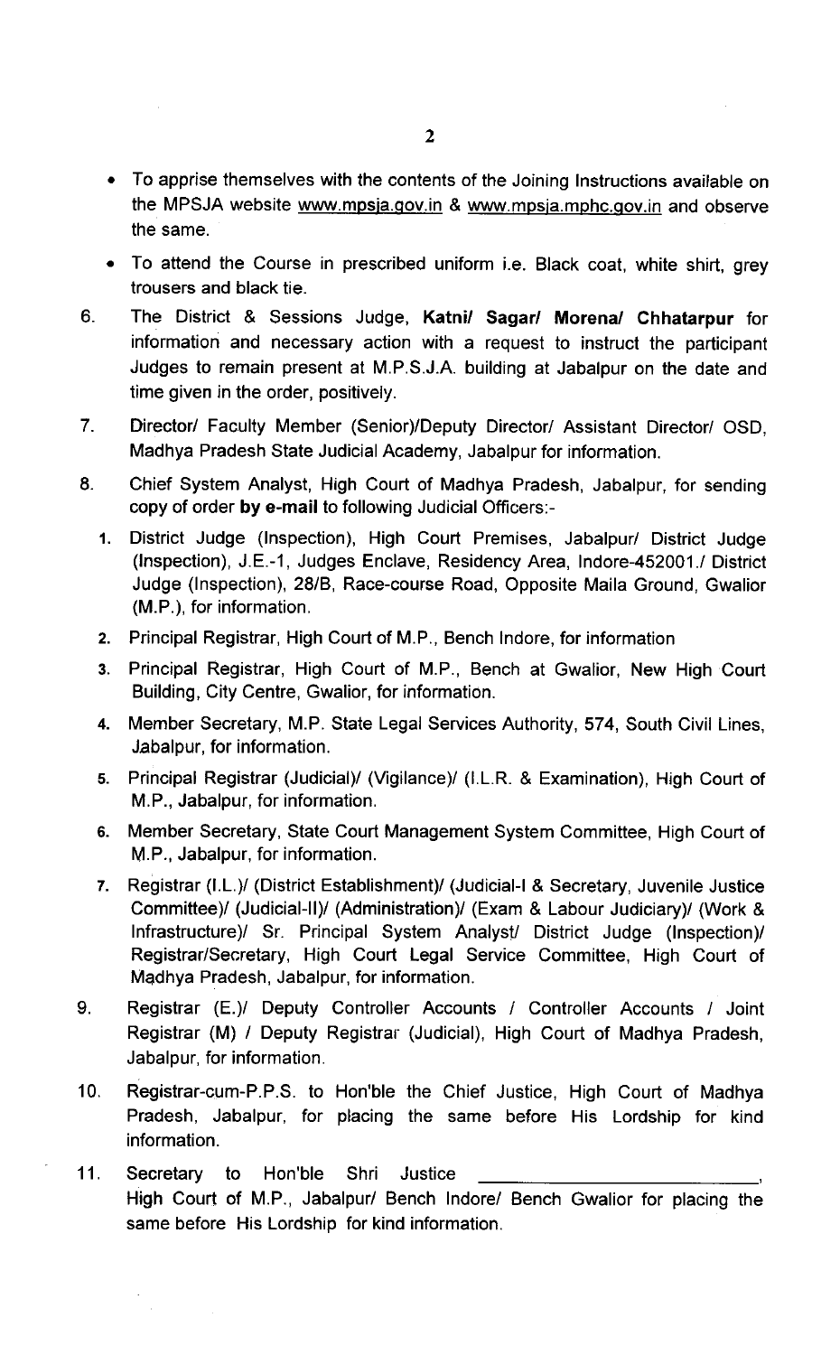- To apprise themselves with the contents of the Joining Instructions available on the MPSJA website www.mpsja.gov.in & www.mpsja.mphc.gov.in and observe the same.
- To attend the Course in prescribed uniform i.e. Black coat, white shirt, grey trousers and black tie.

6. The District & Sessions Judge, **Katni/ Sagar/ Morena/ Chhatarpur** for information and necessary action with a request to instruct the participant Judges to remain present at M.P.S.J.A. building at Jabalpur on the date and time given in the order, positively.

7. Director/ Faculty Member (Senior)/Deputy Director/ Assistant Director/ OSD, Madhya Pradesh State Judicial Academy, Jabalpur for information.

8. Chief System Analyst, High Court of Madhya Pradesh, Jabalpur, for sending copy of order **by e-mail** to following Judicial Officers:-
   1. District Judge (Inspection), High Court Premises, Jabalpur/ District Judge (Inspection), J.E.-1, Judges Enclave, Residency Area, Indore-452001./ District Judge (Inspection), 28/B, Race-course Road, Opposite Maila Ground, Gwalior (M.P.), for information.
   2. Principal Registrar, High Court of M.P., Bench Indore, for information
   3. Principal Registrar, High Court of M.P., Bench at Gwalior, New High Court Building, City Centre, Gwalior, for information.
   4. Member Secretary, M.P. State Legal Services Authority, 574, South Civil Lines, Jabalpur, for information.
   5. Principal Registrar (Judicial)/ (Vigilance)/ (I.L.R. & Examination), High Court of M.P., Jabalpur, for information.
   6. Member Secretary, State Court Management System Committee, High Court of M.P., Jabalpur, for information.
   7. Registrar (I.L.)/ (District Establishment)/ (Judicial-I & Secretary, Juvenile Justice Committee)/ (Judicial-II)/ (Administration)/ (Exam & Labour Judiciary)/ (Work & Infrastructure)/ Sr. Principal System Analyst/ District Judge (Inspection)/ Registrar/Secretary, High Court Legal Service Committee, High Court of Madhya Pradesh, Jabalpur, for information.

9. Registrar (E.)/ Deputy Controller Accounts / Controller Accounts / Joint Registrar (M) / Deputy Registrar (Judicial), High Court of Madhya Pradesh, Jabalpur, for information.

10. Registrar-cum-P.P.S. to Hon'ble the Chief Justice, High Court of Madhya Pradesh, Jabalpur, for placing the same before His Lordship for kind information.

11. Secretary to Hon'ble Shri Justice ____________________, High Court of M.P., Jabalpur/ Bench Indore/ Bench Gwalior for placing the same before His Lordship for kind information.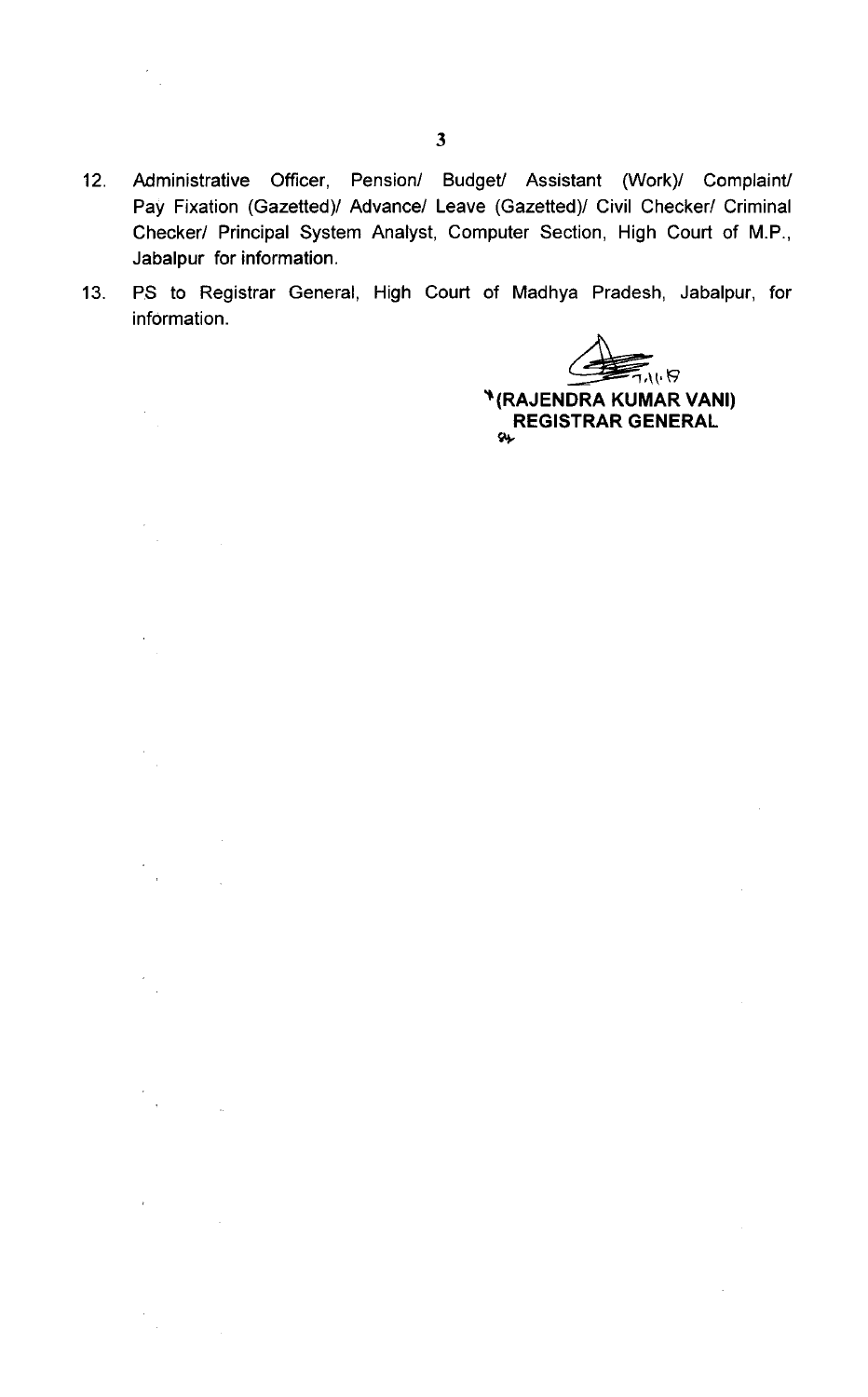12. Administrative Officer, Pension/ Budget/ Assistant (Work)/ Complaint/ Pay Fixation (Gazetted)/ Advance/ Leave (Gazetted)/ Civil Checker/ Criminal Checker/ Principal System Analyst, Computer Section, High Court of M.P., Jabalpur for information.

13. PS to Registrar General, High Court of Madhya Pradesh, Jabalpur, for information.

**(RAJENDRA KUMAR VANI)**
**REGISTRAR GENERAL**